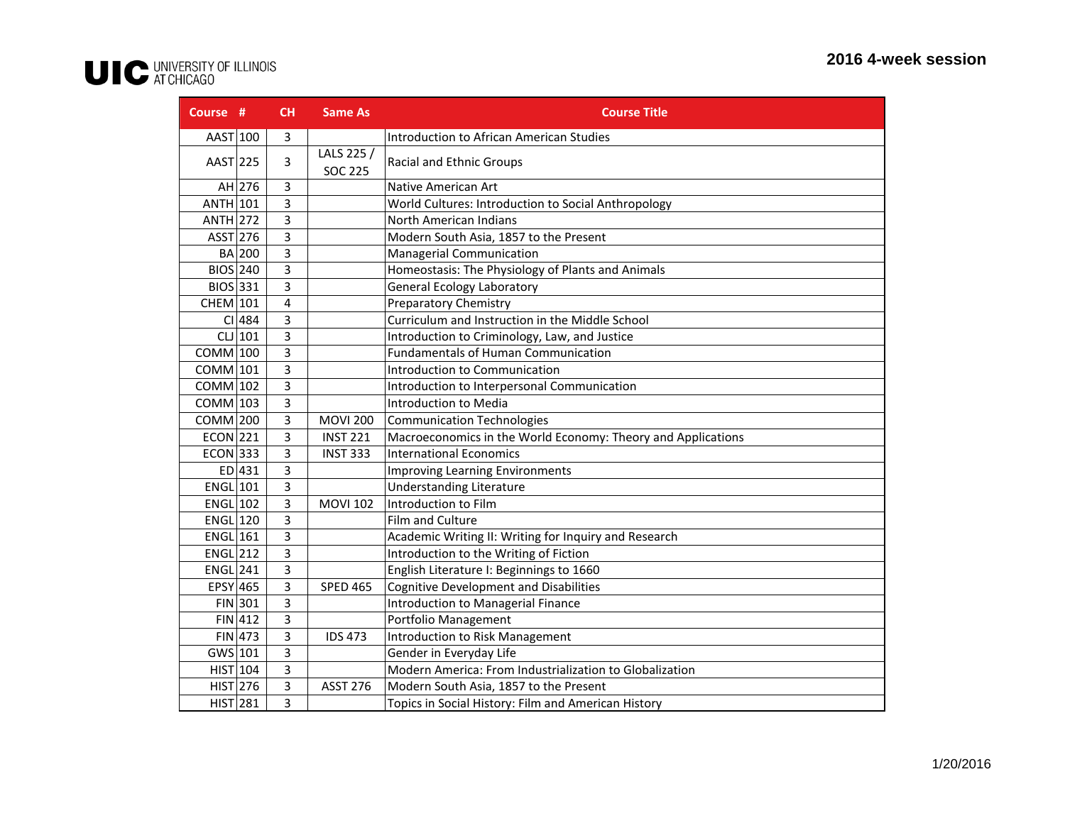UIC UNIVERSITY OF ILLINOIS AT CHICAGO

## 2016 4-week session

| Course | # | CH | Same As | Course Title |
|---|---|---|---|---|
| AAST | 100 | 3 | | Introduction to African American Studies |
| AAST | 225 | 3 | LALS 225 / SOC 225 | Racial and Ethnic Groups |
| AH | 276 | 3 | | Native American Art |
| ANTH | 101 | 3 | | World Cultures: Introduction to Social Anthropology |
| ANTH | 272 | 3 | | North American Indians |
| ASST | 276 | 3 | | Modern South Asia, 1857 to the Present |
| BA | 200 | 3 | | Managerial Communication |
| BIOS | 240 | 3 | | Homeostasis: The Physiology of Plants and Animals |
| BIOS | 331 | 3 | | General Ecology Laboratory |
| CHEM | 101 | 4 | | Preparatory Chemistry |
| CI | 484 | 3 | | Curriculum and Instruction in the Middle School |
| CLJ | 101 | 3 | | Introduction to Criminology, Law, and Justice |
| COMM | 100 | 3 | | Fundamentals of Human Communication |
| COMM | 101 | 3 | | Introduction to Communication |
| COMM | 102 | 3 | | Introduction to Interpersonal Communication |
| COMM | 103 | 3 | | Introduction to Media |
| COMM | 200 | 3 | MOVI 200 | Communication Technologies |
| ECON | 221 | 3 | INST 221 | Macroeconomics in the World Economy: Theory and Applications |
| ECON | 333 | 3 | INST 333 | International Economics |
| ED | 431 | 3 | | Improving Learning Environments |
| ENGL | 101 | 3 | | Understanding Literature |
| ENGL | 102 | 3 | MOVI 102 | Introduction to Film |
| ENGL | 120 | 3 | | Film and Culture |
| ENGL | 161 | 3 | | Academic Writing II: Writing for Inquiry and Research |
| ENGL | 212 | 3 | | Introduction to the Writing of Fiction |
| ENGL | 241 | 3 | | English Literature I: Beginnings to 1660 |
| EPSY | 465 | 3 | SPED 465 | Cognitive Development and Disabilities |
| FIN | 301 | 3 | | Introduction to Managerial Finance |
| FIN | 412 | 3 | | Portfolio Management |
| FIN | 473 | 3 | IDS 473 | Introduction to Risk Management |
| GWS | 101 | 3 | | Gender in Everyday Life |
| HIST | 104 | 3 | | Modern America: From Industrialization to Globalization |
| HIST | 276 | 3 | ASST 276 | Modern South Asia, 1857 to the Present |
| HIST | 281 | 3 | | Topics in Social History: Film and American History |

1/20/2016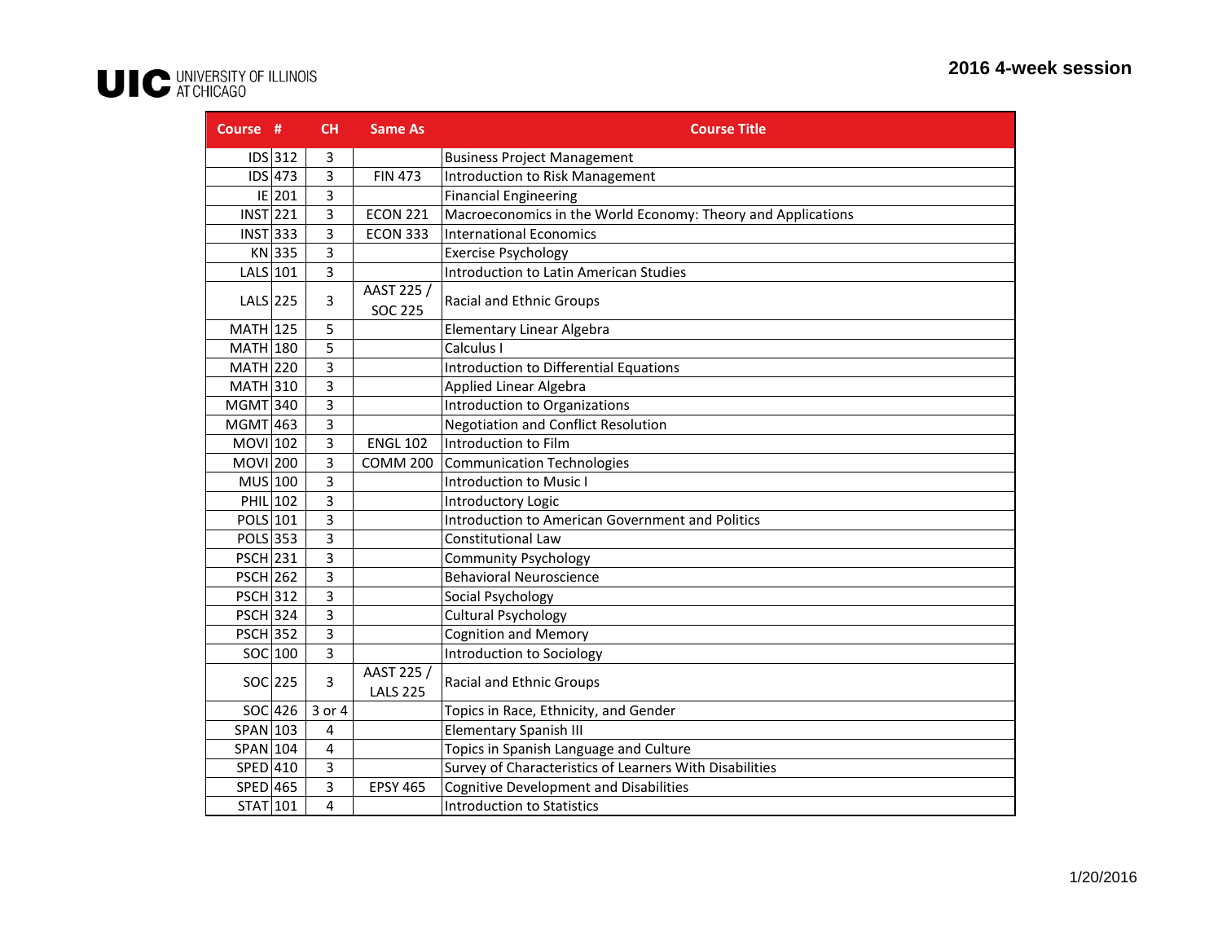## 2016 4-week session

| Course | # | CH | Same As | Course Title |
|---|---|---|---|---|
| IDS | 312 | 3 | | Business Project Management |
| IDS | 473 | 3 | FIN 473 | Introduction to Risk Management |
| IE | 201 | 3 | | Financial Engineering |
| INST | 221 | 3 | ECON 221 | Macroeconomics in the World Economy: Theory and Applications |
| INST | 333 | 3 | ECON 333 | International Economics |
| KN | 335 | 3 | | Exercise Psychology |
| LALS | 101 | 3 | | Introduction to Latin American Studies |
| LALS | 225 | 3 | AAST 225 / SOC 225 | Racial and Ethnic Groups |
| MATH | 125 | 5 | | Elementary Linear Algebra |
| MATH | 180 | 5 | | Calculus I |
| MATH | 220 | 3 | | Introduction to Differential Equations |
| MATH | 310 | 3 | | Applied Linear Algebra |
| MGMT | 340 | 3 | | Introduction to Organizations |
| MGMT | 463 | 3 | | Negotiation and Conflict Resolution |
| MOVI | 102 | 3 | ENGL 102 | Introduction to Film |
| MOVI | 200 | 3 | COMM 200 | Communication Technologies |
| MUS | 100 | 3 | | Introduction to Music I |
| PHIL | 102 | 3 | | Introductory Logic |
| POLS | 101 | 3 | | Introduction to American Government and Politics |
| POLS | 353 | 3 | | Constitutional Law |
| PSCH | 231 | 3 | | Community Psychology |
| PSCH | 262 | 3 | | Behavioral Neuroscience |
| PSCH | 312 | 3 | | Social Psychology |
| PSCH | 324 | 3 | | Cultural Psychology |
| PSCH | 352 | 3 | | Cognition and Memory |
| SOC | 100 | 3 | | Introduction to Sociology |
| SOC | 225 | 3 | AAST 225 / LALS 225 | Racial and Ethnic Groups |
| SOC | 426 | 3 or 4 | | Topics in Race, Ethnicity, and Gender |
| SPAN | 103 | 4 | | Elementary Spanish III |
| SPAN | 104 | 4 | | Topics in Spanish Language and Culture |
| SPED | 410 | 3 | | Survey of Characteristics of Learners With Disabilities |
| SPED | 465 | 3 | EPSY 465 | Cognitive Development and Disabilities |
| STAT | 101 | 4 | | Introduction to Statistics |

1/20/2016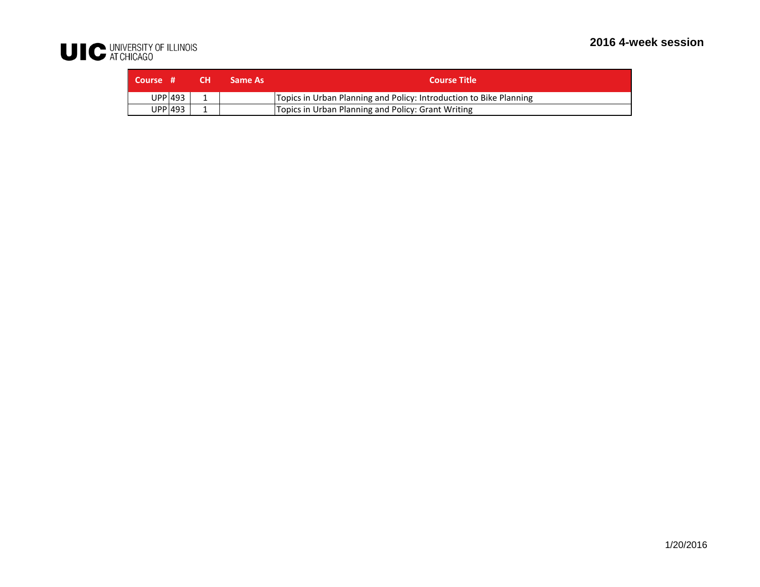## 2016 4-week session

| Course | # | CH | Same As | Course Title |
|---|---|---|---|---|
| UPP | 493 | 1 | | Topics in Urban Planning and Policy: Introduction to Bike Planning |
| UPP | 493 | 1 | | Topics in Urban Planning and Policy: Grant Writing |

1/20/2016